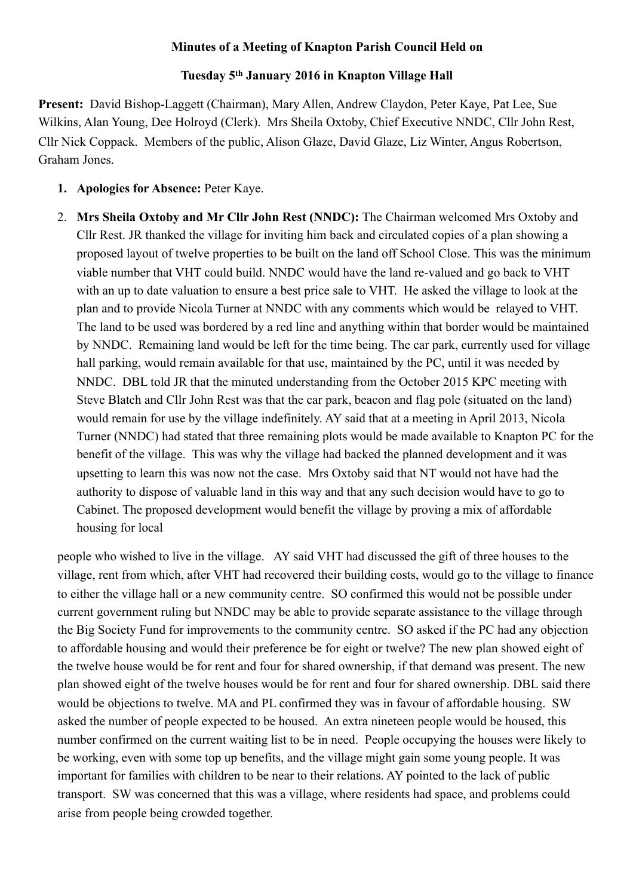**Minutes of a Meeting of Knapton Parish Council Held on**

**Tuesday 5th January 2016 in Knapton Village Hall**

**Present:** David Bishop-Laggett (Chairman), Mary Allen, Andrew Claydon, Peter Kaye, Pat Lee, Sue Wilkins, Alan Young, Dee Holroyd (Clerk). Mrs Sheila Oxtoby, Chief Executive NNDC, Cllr John Rest, Cllr Nick Coppack. Members of the public, Alison Glaze, David Glaze, Liz Winter, Angus Robertson, Graham Jones.

1. **Apologies for Absence:** Peter Kaye.
2. **Mrs Sheila Oxtoby and Mr Cllr John Rest (NNDC):** The Chairman welcomed Mrs Oxtoby and Cllr Rest. JR thanked the village for inviting him back and circulated copies of a plan showing a proposed layout of twelve properties to be built on the land off School Close. This was the minimum viable number that VHT could build. NNDC would have the land re-valued and go back to VHT with an up to date valuation to ensure a best price sale to VHT. He asked the village to look at the plan and to provide Nicola Turner at NNDC with any comments which would be relayed to VHT. The land to be used was bordered by a red line and anything within that border would be maintained by NNDC. Remaining land would be left for the time being. The car park, currently used for village hall parking, would remain available for that use, maintained by the PC, until it was needed by NNDC. DBL told JR that the minuted understanding from the October 2015 KPC meeting with Steve Blatch and Cllr John Rest was that the car park, beacon and flag pole (situated on the land) would remain for use by the village indefinitely. AY said that at a meeting in April 2013, Nicola Turner (NNDC) had stated that three remaining plots would be made available to Knapton PC for the benefit of the village. This was why the village had backed the planned development and it was upsetting to learn this was now not the case. Mrs Oxtoby said that NT would not have had the authority to dispose of valuable land in this way and that any such decision would have to go to Cabinet. The proposed development would benefit the village by proving a mix of affordable housing for local people who wished to live in the village. AY said VHT had discussed the gift of three houses to the village, rent from which, after VHT had recovered their building costs, would go to the village to finance to either the village hall or a new community centre. SO confirmed this would not be possible under current government ruling but NNDC may be able to provide separate assistance to the village through the Big Society Fund for improvements to the community centre. SO asked if the PC had any objection to affordable housing and would their preference be for eight or twelve? The new plan showed eight of the twelve house would be for rent and four for shared ownership, if that demand was present. The new plan showed eight of the twelve houses would be for rent and four for shared ownership. DBL said there would be objections to twelve. MA and PL confirmed they was in favour of affordable housing. SW asked the number of people expected to be housed. An extra nineteen people would be housed, this number confirmed on the current waiting list to be in need. People occupying the houses were likely to be working, even with some top up benefits, and the village might gain some young people. It was important for families with children to be near to their relations. AY pointed to the lack of public transport. SW was concerned that this was a village, where residents had space, and problems could arise from people being crowded together.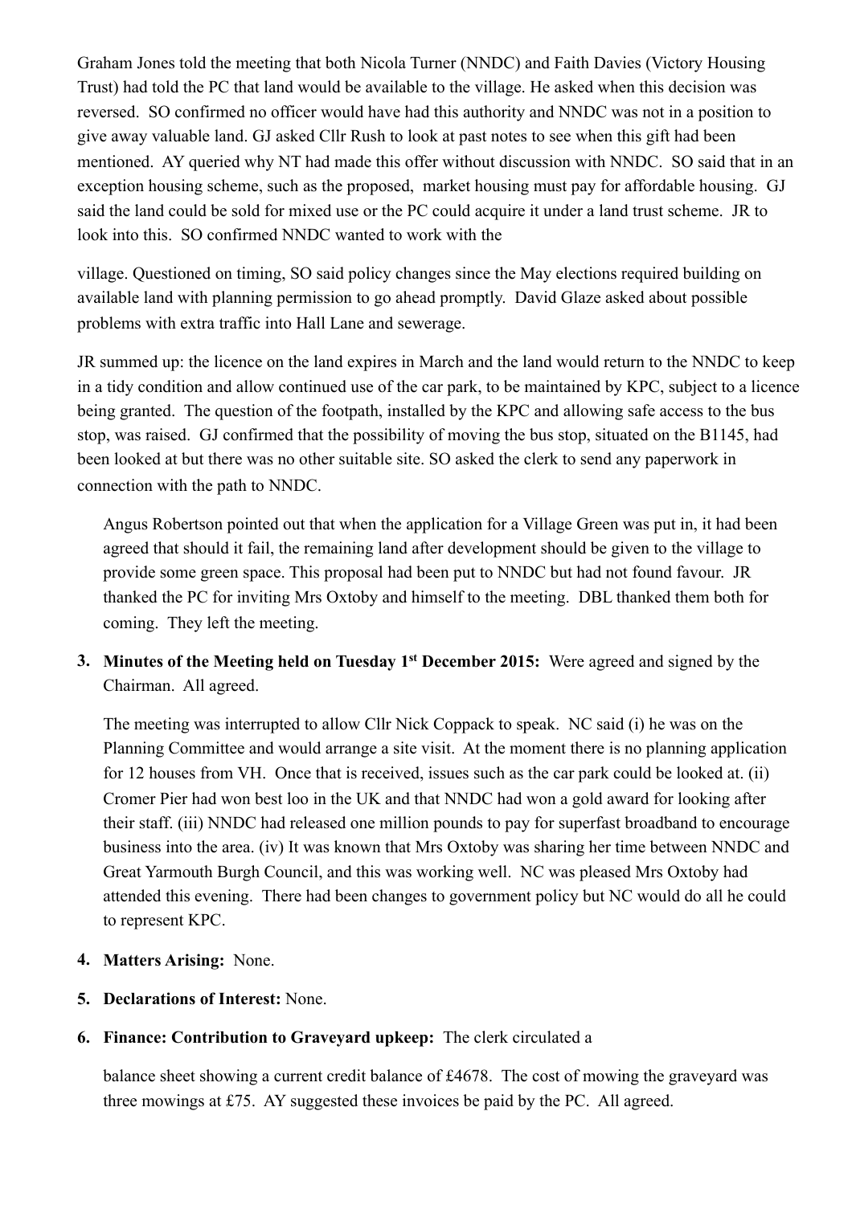Graham Jones told the meeting that both Nicola Turner (NNDC) and Faith Davies (Victory Housing Trust) had told the PC that land would be available to the village. He asked when this decision was reversed. SO confirmed no officer would have had this authority and NNDC was not in a position to give away valuable land. GJ asked Cllr Rush to look at past notes to see when this gift had been mentioned. AY queried why NT had made this offer without discussion with NNDC. SO said that in an exception housing scheme, such as the proposed, market housing must pay for affordable housing. GJ said the land could be sold for mixed use or the PC could acquire it under a land trust scheme. JR to look into this. SO confirmed NNDC wanted to work with the

village. Questioned on timing, SO said policy changes since the May elections required building on available land with planning permission to go ahead promptly. David Glaze asked about possible problems with extra traffic into Hall Lane and sewerage.

JR summed up: the licence on the land expires in March and the land would return to the NNDC to keep in a tidy condition and allow continued use of the car park, to be maintained by KPC, subject to a licence being granted. The question of the footpath, installed by the KPC and allowing safe access to the bus stop, was raised. GJ confirmed that the possibility of moving the bus stop, situated on the B1145, had been looked at but there was no other suitable site. SO asked the clerk to send any paperwork in connection with the path to NNDC.

Angus Robertson pointed out that when the application for a Village Green was put in, it had been agreed that should it fail, the remaining land after development should be given to the village to provide some green space. This proposal had been put to NNDC but had not found favour. JR thanked the PC for inviting Mrs Oxtoby and himself to the meeting. DBL thanked them both for coming. They left the meeting.

3. **Minutes of the Meeting held on Tuesday 1st December 2015:** Were agreed and signed by the Chairman. All agreed.

   The meeting was interrupted to allow Cllr Nick Coppack to speak. NC said (i) he was on the Planning Committee and would arrange a site visit. At the moment there is no planning application for 12 houses from VH. Once that is received, issues such as the car park could be looked at. (ii) Cromer Pier had won best loo in the UK and that NNDC had won a gold award for looking after their staff. (iii) NNDC had released one million pounds to pay for superfast broadband to encourage business into the area. (iv) It was known that Mrs Oxtoby was sharing her time between NNDC and Great Yarmouth Burgh Council, and this was working well. NC was pleased Mrs Oxtoby had attended this evening. There had been changes to government policy but NC would do all he could to represent KPC.

4. **Matters Arising:** None.

5. **Declarations of Interest:** None.

6. **Finance: Contribution to Graveyard upkeep:** The clerk circulated a

   balance sheet showing a current credit balance of £4678. The cost of mowing the graveyard was three mowings at £75. AY suggested these invoices be paid by the PC. All agreed.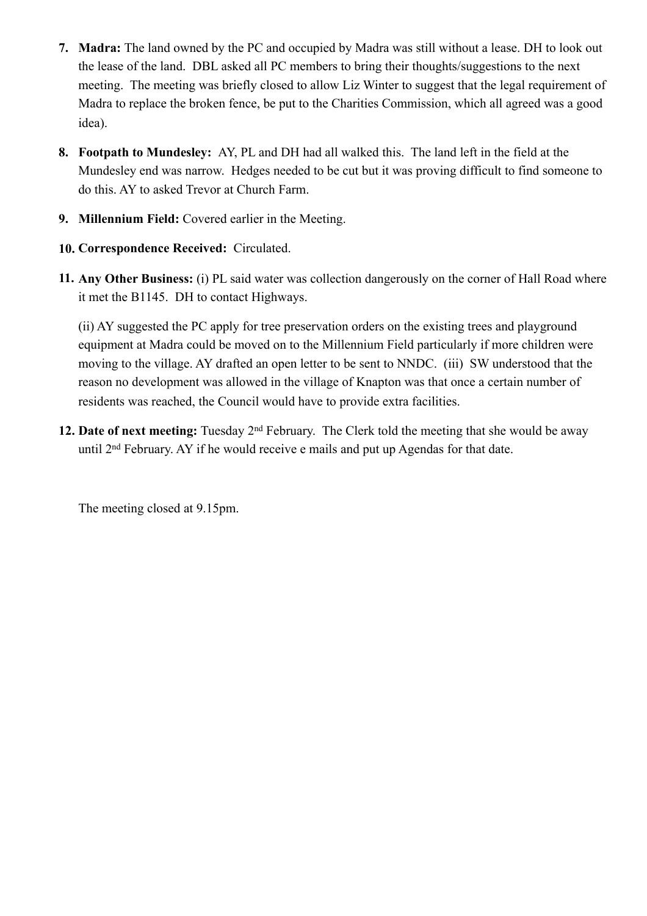7. **Madra:** The land owned by the PC and occupied by Madra was still without a lease. DH to look out the lease of the land. DBL asked all PC members to bring their thoughts/suggestions to the next meeting. The meeting was briefly closed to allow Liz Winter to suggest that the legal requirement of Madra to replace the broken fence, be put to the Charities Commission, which all agreed was a good idea).

8. **Footpath to Mundesley:** AY, PL and DH had all walked this. The land left in the field at the Mundesley end was narrow. Hedges needed to be cut but it was proving difficult to find someone to do this. AY to asked Trevor at Church Farm.

9. **Millennium Field:** Covered earlier in the Meeting.

10. **Correspondence Received:** Circulated.

11. **Any Other Business:** (i) PL said water was collection dangerously on the corner of Hall Road where it met the B1145. DH to contact Highways.

    (ii) AY suggested the PC apply for tree preservation orders on the existing trees and playground equipment at Madra could be moved on to the Millennium Field particularly if more children were moving to the village. AY drafted an open letter to be sent to NNDC. (iii) SW understood that the reason no development was allowed in the village of Knapton was that once a certain number of residents was reached, the Council would have to provide extra facilities.

12. **Date of next meeting:** Tuesday 2nd February. The Clerk told the meeting that she would be away until 2nd February. AY if he would receive e mails and put up Agendas for that date.

The meeting closed at 9.15pm.